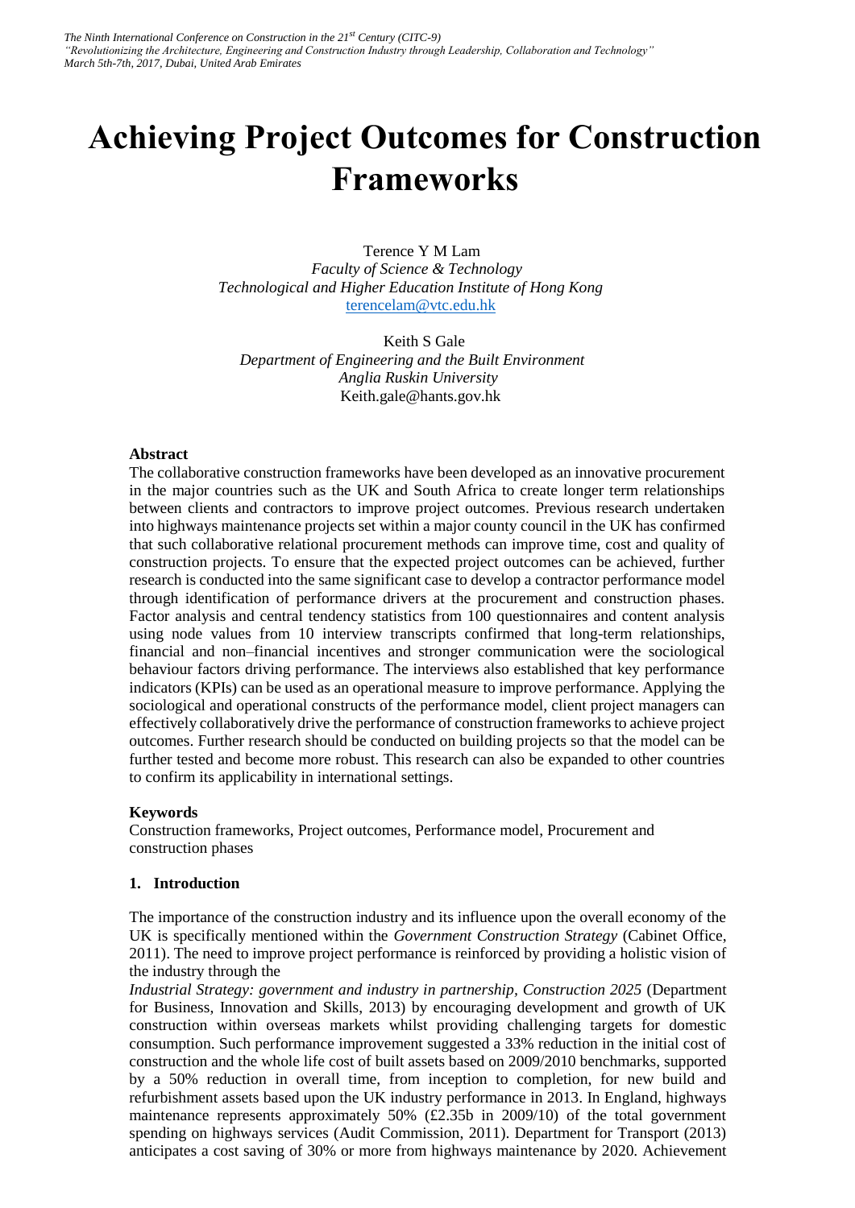# Achieving Project Outcomes for Construction Frameworks

Terence Y M Lam
*Faculty of Science & Technology*
*Technological and Higher Education Institute of Hong Kong*
terencelam@vtc.edu.hk

Keith S Gale
*Department of Engineering and the Built Environment*
*Anglia Ruskin University*
Keith.gale@hants.gov.hk

### Abstract

The collaborative construction frameworks have been developed as an innovative procurement in the major countries such as the UK and South Africa to create longer term relationships between clients and contractors to improve project outcomes. Previous research undertaken into highways maintenance projects set within a major county council in the UK has confirmed that such collaborative relational procurement methods can improve time, cost and quality of construction projects. To ensure that the expected project outcomes can be achieved, further research is conducted into the same significant case to develop a contractor performance model through identification of performance drivers at the procurement and construction phases. Factor analysis and central tendency statistics from 100 questionnaires and content analysis using node values from 10 interview transcripts confirmed that long-term relationships, financial and non–financial incentives and stronger communication were the sociological behaviour factors driving performance. The interviews also established that key performance indicators (KPIs) can be used as an operational measure to improve performance. Applying the sociological and operational constructs of the performance model, client project managers can effectively collaboratively drive the performance of construction frameworks to achieve project outcomes. Further research should be conducted on building projects so that the model can be further tested and become more robust. This research can also be expanded to other countries to confirm its applicability in international settings.

### Keywords

Construction frameworks, Project outcomes, Performance model, Procurement and construction phases

## 1. Introduction

The importance of the construction industry and its influence upon the overall economy of the UK is specifically mentioned within the *Government Construction Strategy* (Cabinet Office, 2011). The need to improve project performance is reinforced by providing a holistic vision of the industry through the *Industrial Strategy: government and industry in partnership, Construction 2025* (Department for Business, Innovation and Skills, 2013) by encouraging development and growth of UK construction within overseas markets whilst providing challenging targets for domestic consumption. Such performance improvement suggested a 33% reduction in the initial cost of construction and the whole life cost of built assets based on 2009/2010 benchmarks, supported by a 50% reduction in overall time, from inception to completion, for new build and refurbishment assets based upon the UK industry performance in 2013. In England, highways maintenance represents approximately 50% (£2.35b in 2009/10) of the total government spending on highways services (Audit Commission, 2011). Department for Transport (2013) anticipates a cost saving of 30% or more from highways maintenance by 2020. Achievement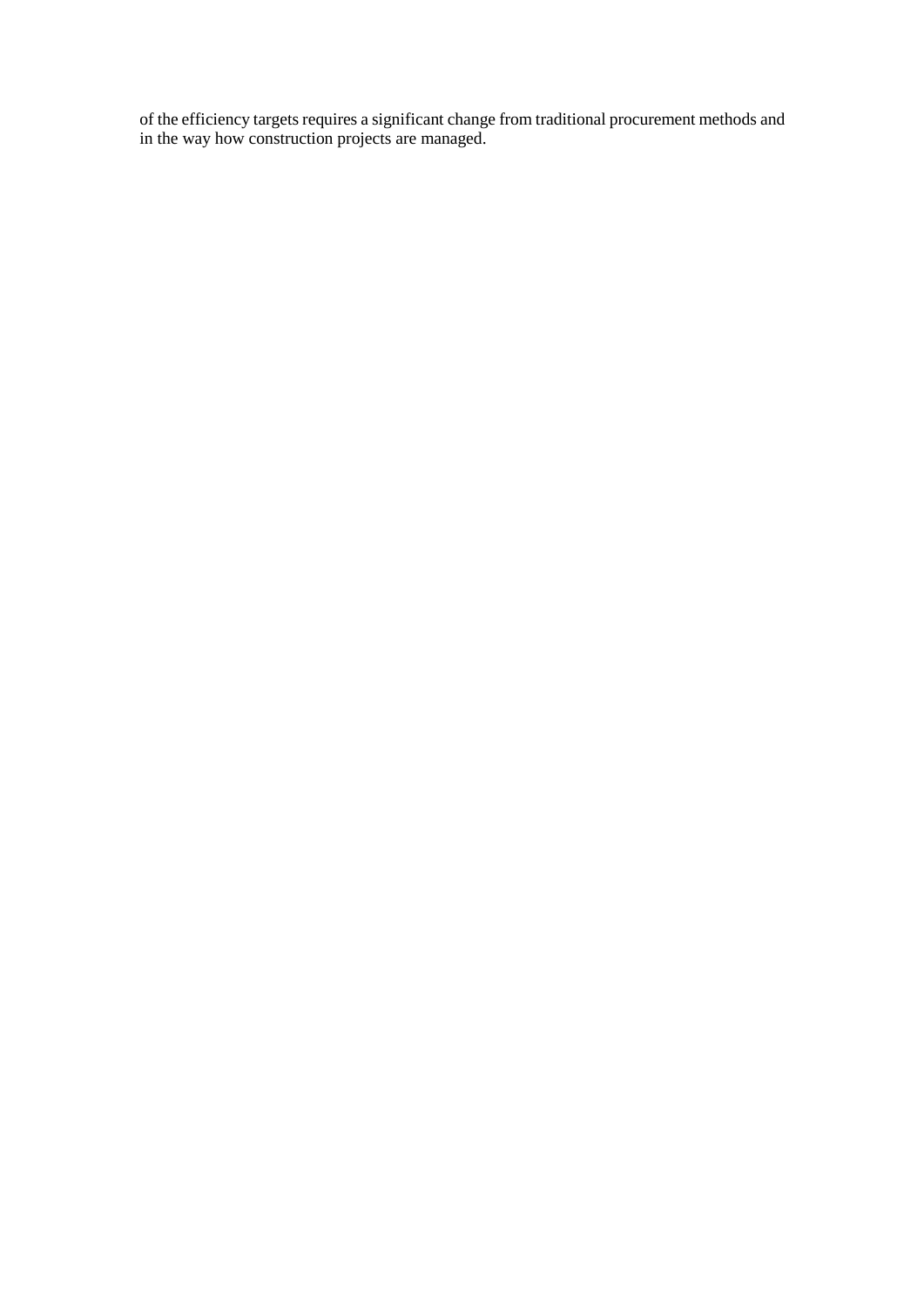of the efficiency targets requires a significant change from traditional procurement methods and in the way how construction projects are managed.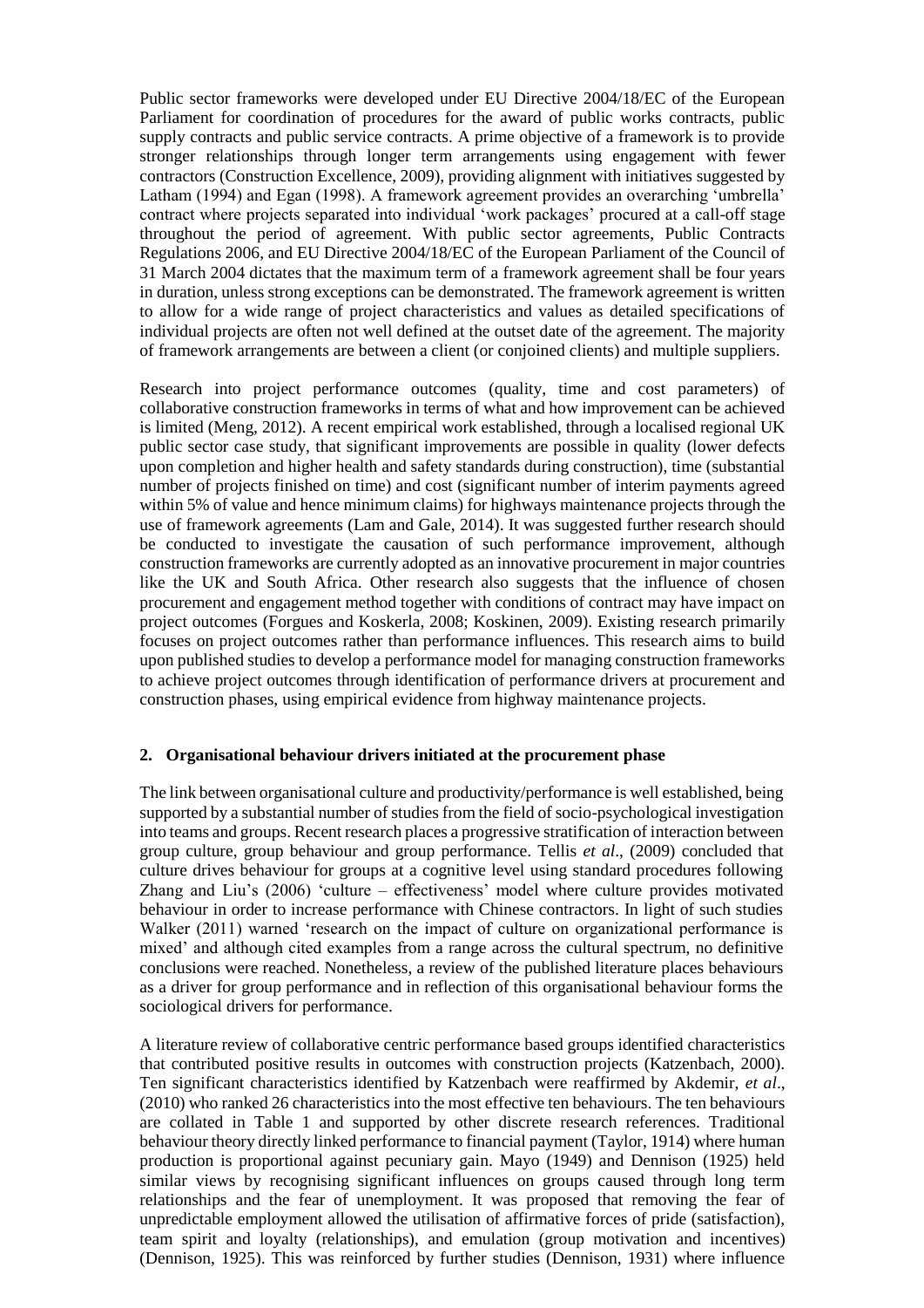Public sector frameworks were developed under EU Directive 2004/18/EC of the European Parliament for coordination of procedures for the award of public works contracts, public supply contracts and public service contracts. A prime objective of a framework is to provide stronger relationships through longer term arrangements using engagement with fewer contractors (Construction Excellence, 2009), providing alignment with initiatives suggested by Latham (1994) and Egan (1998). A framework agreement provides an overarching 'umbrella' contract where projects separated into individual 'work packages' procured at a call-off stage throughout the period of agreement. With public sector agreements, Public Contracts Regulations 2006, and EU Directive 2004/18/EC of the European Parliament of the Council of 31 March 2004 dictates that the maximum term of a framework agreement shall be four years in duration, unless strong exceptions can be demonstrated. The framework agreement is written to allow for a wide range of project characteristics and values as detailed specifications of individual projects are often not well defined at the outset date of the agreement. The majority of framework arrangements are between a client (or conjoined clients) and multiple suppliers.

Research into project performance outcomes (quality, time and cost parameters) of collaborative construction frameworks in terms of what and how improvement can be achieved is limited (Meng, 2012). A recent empirical work established, through a localised regional UK public sector case study, that significant improvements are possible in quality (lower defects upon completion and higher health and safety standards during construction), time (substantial number of projects finished on time) and cost (significant number of interim payments agreed within 5% of value and hence minimum claims) for highways maintenance projects through the use of framework agreements (Lam and Gale, 2014). It was suggested further research should be conducted to investigate the causation of such performance improvement, although construction frameworks are currently adopted as an innovative procurement in major countries like the UK and South Africa. Other research also suggests that the influence of chosen procurement and engagement method together with conditions of contract may have impact on project outcomes (Forgues and Koskerla, 2008; Koskinen, 2009). Existing research primarily focuses on project outcomes rather than performance influences. This research aims to build upon published studies to develop a performance model for managing construction frameworks to achieve project outcomes through identification of performance drivers at procurement and construction phases, using empirical evidence from highway maintenance projects.

## 2. Organisational behaviour drivers initiated at the procurement phase

The link between organisational culture and productivity/performance is well established, being supported by a substantial number of studies from the field of socio-psychological investigation into teams and groups. Recent research places a progressive stratification of interaction between group culture, group behaviour and group performance. Tellis *et al*., (2009) concluded that culture drives behaviour for groups at a cognitive level using standard procedures following Zhang and Liu's (2006) 'culture – effectiveness' model where culture provides motivated behaviour in order to increase performance with Chinese contractors. In light of such studies Walker (2011) warned 'research on the impact of culture on organizational performance is mixed' and although cited examples from a range across the cultural spectrum, no definitive conclusions were reached. Nonetheless, a review of the published literature places behaviours as a driver for group performance and in reflection of this organisational behaviour forms the sociological drivers for performance.

A literature review of collaborative centric performance based groups identified characteristics that contributed positive results in outcomes with construction projects (Katzenbach, 2000). Ten significant characteristics identified by Katzenbach were reaffirmed by Akdemir, *et al*., (2010) who ranked 26 characteristics into the most effective ten behaviours. The ten behaviours are collated in Table 1 and supported by other discrete research references. Traditional behaviour theory directly linked performance to financial payment (Taylor, 1914) where human production is proportional against pecuniary gain. Mayo (1949) and Dennison (1925) held similar views by recognising significant influences on groups caused through long term relationships and the fear of unemployment. It was proposed that removing the fear of unpredictable employment allowed the utilisation of affirmative forces of pride (satisfaction), team spirit and loyalty (relationships), and emulation (group motivation and incentives) (Dennison, 1925). This was reinforced by further studies (Dennison, 1931) where influence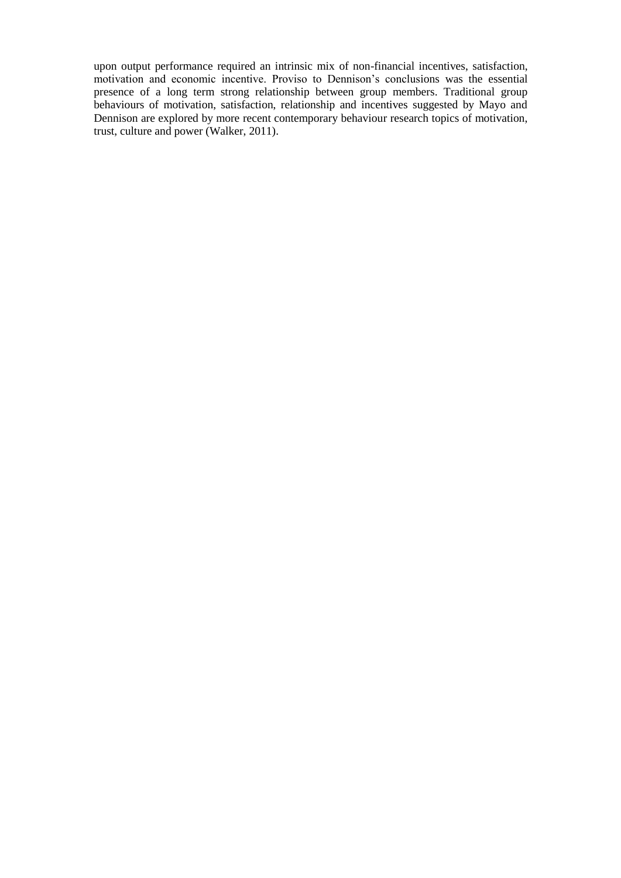upon output performance required an intrinsic mix of non-financial incentives, satisfaction, motivation and economic incentive. Proviso to Dennison's conclusions was the essential presence of a long term strong relationship between group members. Traditional group behaviours of motivation, satisfaction, relationship and incentives suggested by Mayo and Dennison are explored by more recent contemporary behaviour research topics of motivation, trust, culture and power (Walker, 2011).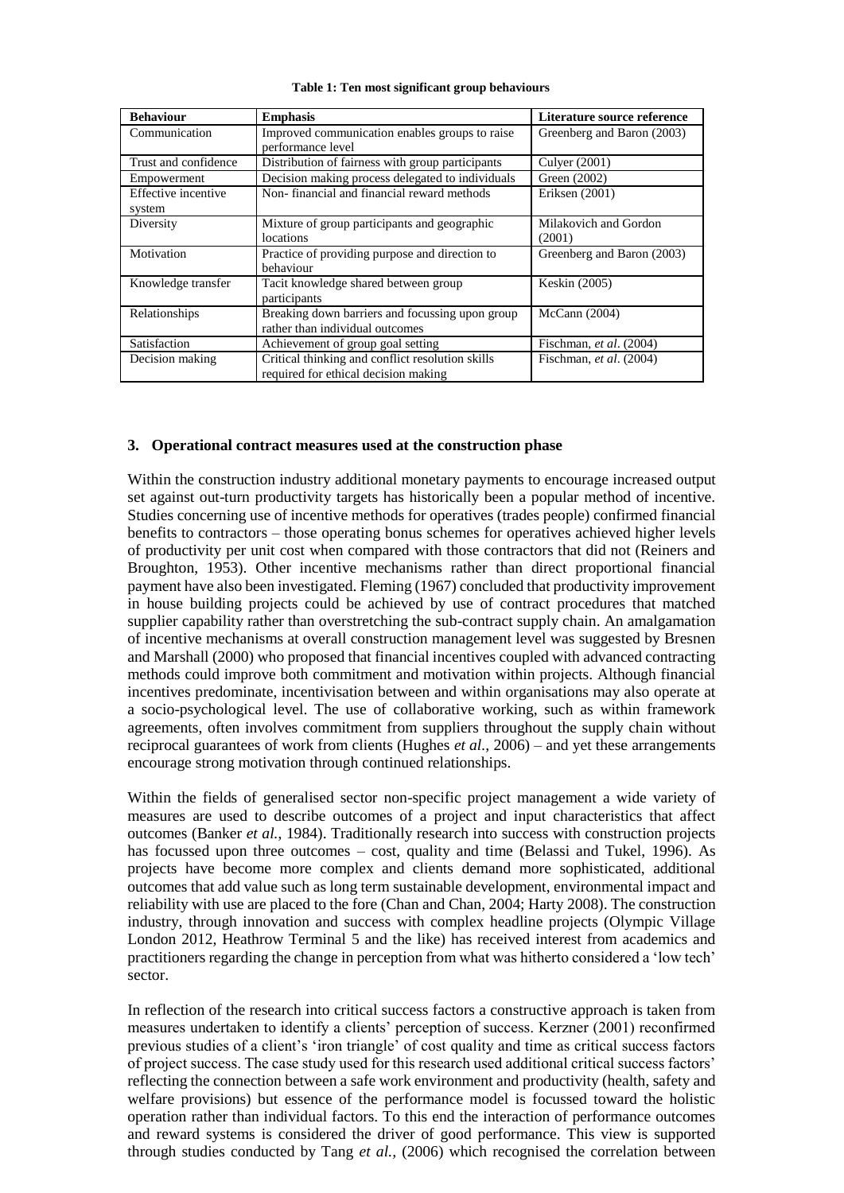**Table 1: Ten most significant group behaviours**

| Behaviour | Emphasis | Literature source reference |
|---|---|---|
| Communication | Improved communication enables groups to raise performance level | Greenberg and Baron (2003) |
| Trust and confidence | Distribution of fairness with group participants | Culyer (2001) |
| Empowerment | Decision making process delegated to individuals | Green (2002) |
| Effective incentive system | Non- financial and financial reward methods | Eriksen (2001) |
| Diversity | Mixture of group participants and geographic locations | Milakovich and Gordon (2001) |
| Motivation | Practice of providing purpose and direction to behaviour | Greenberg and Baron (2003) |
| Knowledge transfer | Tacit knowledge shared between group participants | Keskin (2005) |
| Relationships | Breaking down barriers and focussing upon group rather than individual outcomes | McCann (2004) |
| Satisfaction | Achievement of group goal setting | Fischman, *et al*. (2004) |
| Decision making | Critical thinking and conflict resolution skills required for ethical decision making | Fischman, *et al*. (2004) |

## 3. Operational contract measures used at the construction phase

Within the construction industry additional monetary payments to encourage increased output set against out-turn productivity targets has historically been a popular method of incentive. Studies concerning use of incentive methods for operatives (trades people) confirmed financial benefits to contractors – those operating bonus schemes for operatives achieved higher levels of productivity per unit cost when compared with those contractors that did not (Reiners and Broughton, 1953). Other incentive mechanisms rather than direct proportional financial payment have also been investigated. Fleming (1967) concluded that productivity improvement in house building projects could be achieved by use of contract procedures that matched supplier capability rather than overstretching the sub-contract supply chain. An amalgamation of incentive mechanisms at overall construction management level was suggested by Bresnen and Marshall (2000) who proposed that financial incentives coupled with advanced contracting methods could improve both commitment and motivation within projects. Although financial incentives predominate, incentivisation between and within organisations may also operate at a socio-psychological level. The use of collaborative working, such as within framework agreements, often involves commitment from suppliers throughout the supply chain without reciprocal guarantees of work from clients (Hughes *et al.,* 2006) – and yet these arrangements encourage strong motivation through continued relationships.

Within the fields of generalised sector non-specific project management a wide variety of measures are used to describe outcomes of a project and input characteristics that affect outcomes (Banker *et al.,* 1984). Traditionally research into success with construction projects has focussed upon three outcomes – cost, quality and time (Belassi and Tukel, 1996). As projects have become more complex and clients demand more sophisticated, additional outcomes that add value such as long term sustainable development, environmental impact and reliability with use are placed to the fore (Chan and Chan, 2004; Harty 2008). The construction industry, through innovation and success with complex headline projects (Olympic Village London 2012, Heathrow Terminal 5 and the like) has received interest from academics and practitioners regarding the change in perception from what was hitherto considered a 'low tech' sector.

In reflection of the research into critical success factors a constructive approach is taken from measures undertaken to identify a clients' perception of success. Kerzner (2001) reconfirmed previous studies of a client's 'iron triangle' of cost quality and time as critical success factors of project success. The case study used for this research used additional critical success factors' reflecting the connection between a safe work environment and productivity (health, safety and welfare provisions) but essence of the performance model is focussed toward the holistic operation rather than individual factors. To this end the interaction of performance outcomes and reward systems is considered the driver of good performance. This view is supported through studies conducted by Tang *et al.,* (2006) which recognised the correlation between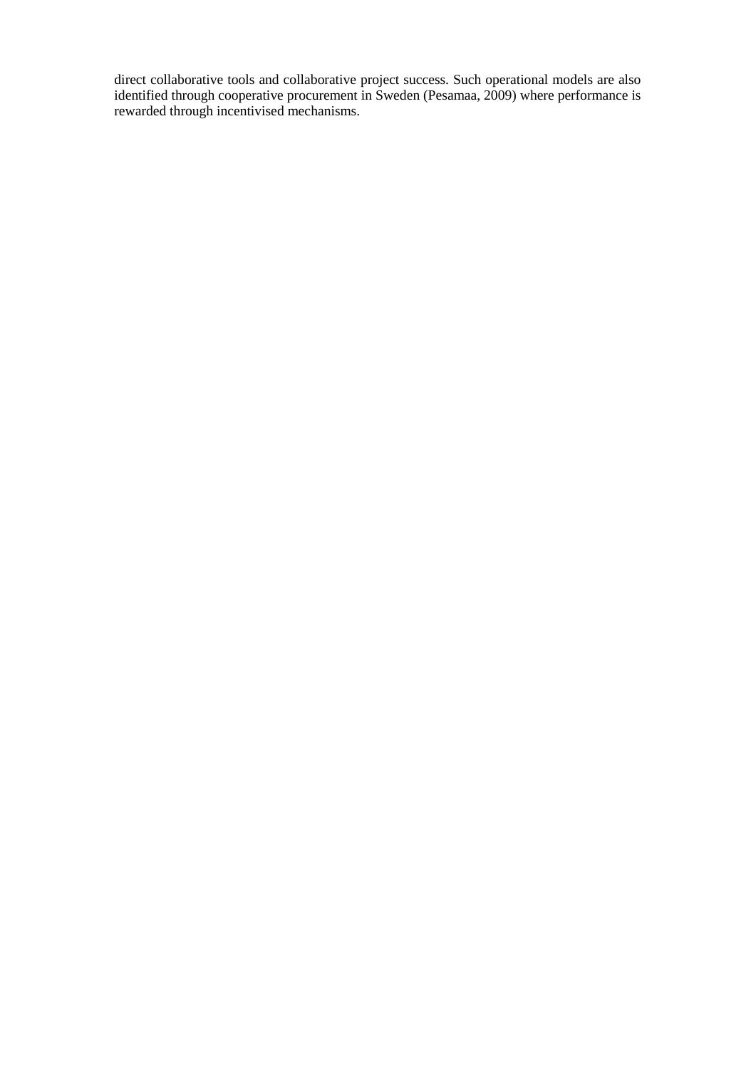direct collaborative tools and collaborative project success. Such operational models are also identified through cooperative procurement in Sweden (Pesamaa, 2009) where performance is rewarded through incentivised mechanisms.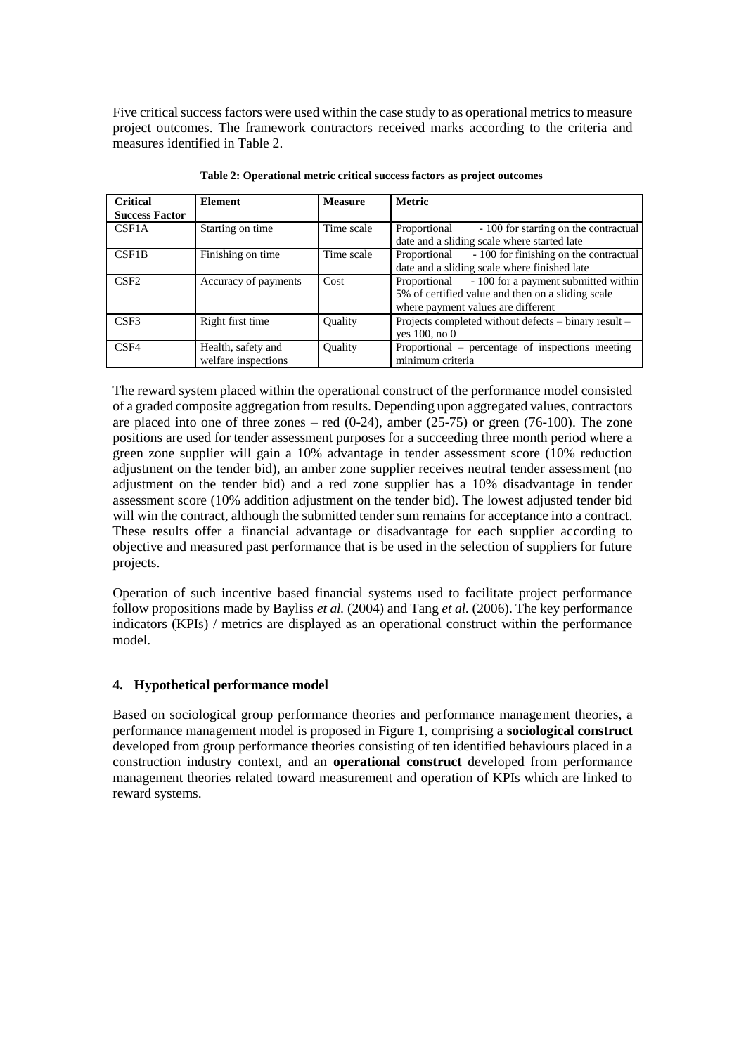Five critical success factors were used within the case study to as operational metrics to measure project outcomes. The framework contractors received marks according to the criteria and measures identified in Table 2.

**Table 2: Operational metric critical success factors as project outcomes**

| Critical Success Factor | Element | Measure | Metric |
|---|---|---|---|
| CSF1A | Starting on time | Time scale | Proportional - 100 for starting on the contractual date and a sliding scale where started late |
| CSF1B | Finishing on time | Time scale | Proportional - 100 for finishing on the contractual date and a sliding scale where finished late |
| CSF2 | Accuracy of payments | Cost | Proportional - 100 for a payment submitted within 5% of certified value and then on a sliding scale where payment values are different |
| CSF3 | Right first time | Quality | Projects completed without defects – binary result – yes 100, no 0 |
| CSF4 | Health, safety and welfare inspections | Quality | Proportional – percentage of inspections meeting minimum criteria |

The reward system placed within the operational construct of the performance model consisted of a graded composite aggregation from results. Depending upon aggregated values, contractors are placed into one of three zones – red (0-24), amber (25-75) or green (76-100). The zone positions are used for tender assessment purposes for a succeeding three month period where a green zone supplier will gain a 10% advantage in tender assessment score (10% reduction adjustment on the tender bid), an amber zone supplier receives neutral tender assessment (no adjustment on the tender bid) and a red zone supplier has a 10% disadvantage in tender assessment score (10% addition adjustment on the tender bid). The lowest adjusted tender bid will win the contract, although the submitted tender sum remains for acceptance into a contract. These results offer a financial advantage or disadvantage for each supplier according to objective and measured past performance that is be used in the selection of suppliers for future projects.

Operation of such incentive based financial systems used to facilitate project performance follow propositions made by Bayliss *et al.* (2004) and Tang *et al.* (2006). The key performance indicators (KPIs) / metrics are displayed as an operational construct within the performance model.

## 4. Hypothetical performance model

Based on sociological group performance theories and performance management theories, a performance management model is proposed in Figure 1, comprising a **sociological construct** developed from group performance theories consisting of ten identified behaviours placed in a construction industry context, and an **operational construct** developed from performance management theories related toward measurement and operation of KPIs which are linked to reward systems.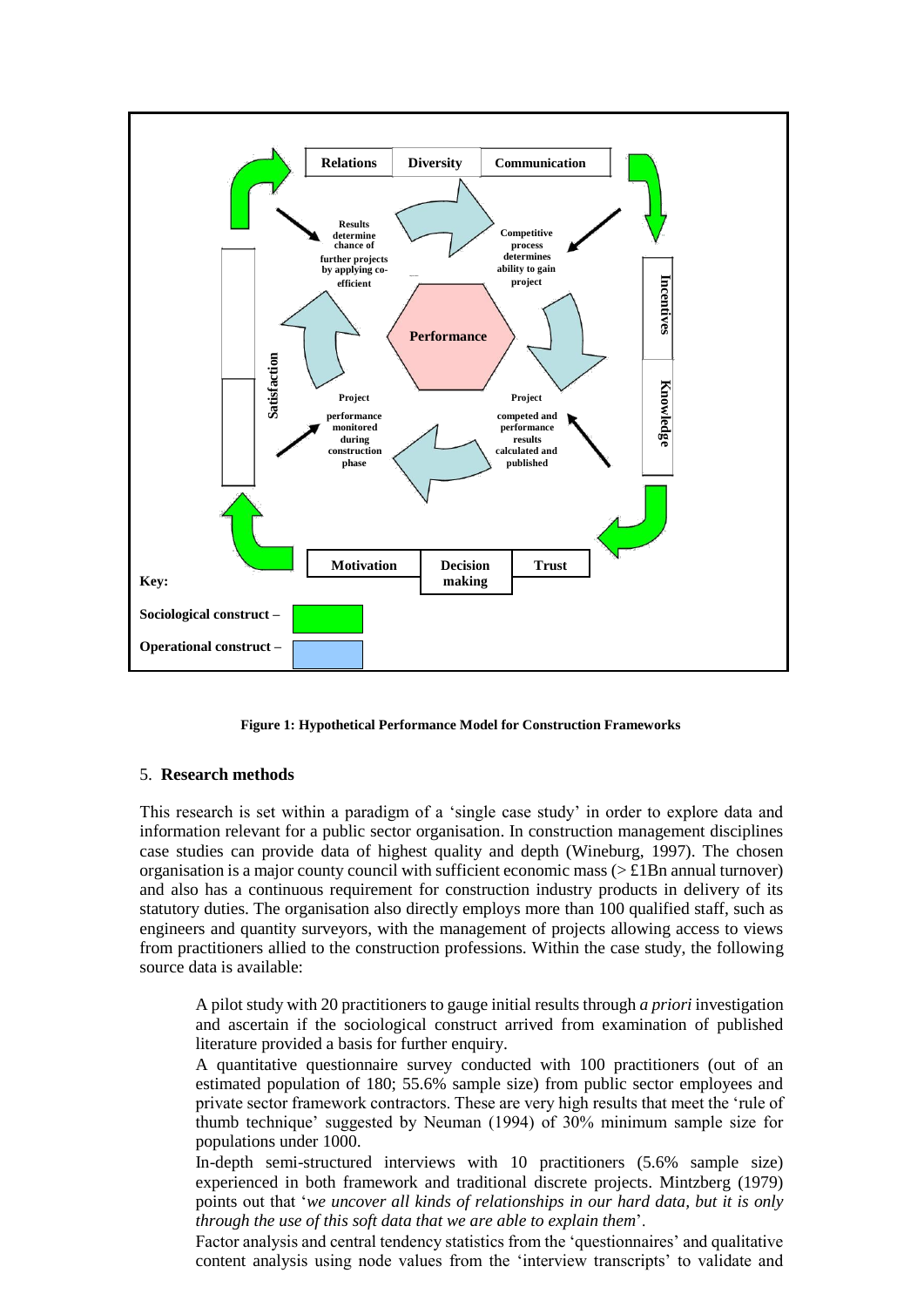Figure 1: Hypothetical Performance Model for Construction Frameworks

## 5. Research methods

This research is set within a paradigm of a 'single case study' in order to explore data and information relevant for a public sector organisation. In construction management disciplines case studies can provide data of highest quality and depth (Wineburg, 1997). The chosen organisation is a major county council with sufficient economic mass (> £1Bn annual turnover) and also has a continuous requirement for construction industry products in delivery of its statutory duties. The organisation also directly employs more than 100 qualified staff, such as engineers and quantity surveyors, with the management of projects allowing access to views from practitioners allied to the construction professions. Within the case study, the following source data is available:

A pilot study with 20 practitioners to gauge initial results through *a priori* investigation and ascertain if the sociological construct arrived from examination of published literature provided a basis for further enquiry.

A quantitative questionnaire survey conducted with 100 practitioners (out of an estimated population of 180; 55.6% sample size) from public sector employees and private sector framework contractors. These are very high results that meet the 'rule of thumb technique' suggested by Neuman (1994) of 30% minimum sample size for populations under 1000.

In-depth semi-structured interviews with 10 practitioners (5.6% sample size) experienced in both framework and traditional discrete projects. Mintzberg (1979) points out that '*we uncover all kinds of relationships in our hard data, but it is only through the use of this soft data that we are able to explain them*'.

Factor analysis and central tendency statistics from the 'questionnaires' and qualitative content analysis using node values from the 'interview transcripts' to validate and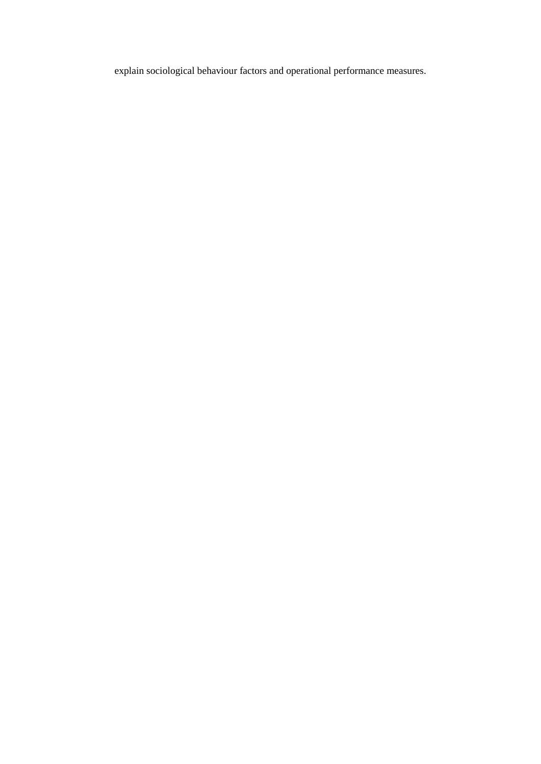explain sociological behaviour factors and operational performance measures.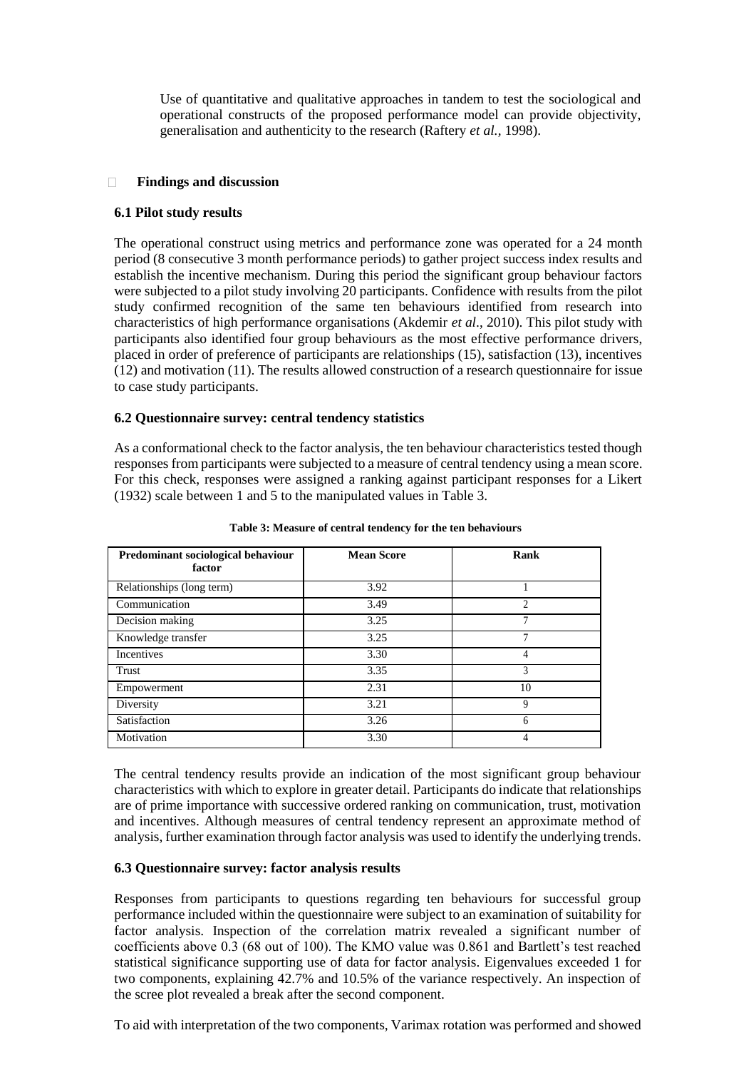Use of quantitative and qualitative approaches in tandem to test the sociological and operational constructs of the proposed performance model can provide objectivity, generalisation and authenticity to the research (Raftery *et al.*, 1998).

## Findings and discussion

### 6.1 Pilot study results

The operational construct using metrics and performance zone was operated for a 24 month period (8 consecutive 3 month performance periods) to gather project success index results and establish the incentive mechanism. During this period the significant group behaviour factors were subjected to a pilot study involving 20 participants. Confidence with results from the pilot study confirmed recognition of the same ten behaviours identified from research into characteristics of high performance organisations (Akdemir *et al*., 2010). This pilot study with participants also identified four group behaviours as the most effective performance drivers, placed in order of preference of participants are relationships (15), satisfaction (13), incentives (12) and motivation (11). The results allowed construction of a research questionnaire for issue to case study participants.

### 6.2 Questionnaire survey: central tendency statistics

As a conformational check to the factor analysis, the ten behaviour characteristics tested though responses from participants were subjected to a measure of central tendency using a mean score. For this check, responses were assigned a ranking against participant responses for a Likert (1932) scale between 1 and 5 to the manipulated values in Table 3.

**Table 3: Measure of central tendency for the ten behaviours**

| Predominant sociological behaviour factor | Mean Score | Rank |
|---|---|---|
| Relationships (long term) | 3.92 | 1 |
| Communication | 3.49 | 2 |
| Decision making | 3.25 | 7 |
| Knowledge transfer | 3.25 | 7 |
| Incentives | 3.30 | 4 |
| Trust | 3.35 | 3 |
| Empowerment | 2.31 | 10 |
| Diversity | 3.21 | 9 |
| Satisfaction | 3.26 | 6 |
| Motivation | 3.30 | 4 |

The central tendency results provide an indication of the most significant group behaviour characteristics with which to explore in greater detail. Participants do indicate that relationships are of prime importance with successive ordered ranking on communication, trust, motivation and incentives. Although measures of central tendency represent an approximate method of analysis, further examination through factor analysis was used to identify the underlying trends.

### 6.3 Questionnaire survey: factor analysis results

Responses from participants to questions regarding ten behaviours for successful group performance included within the questionnaire were subject to an examination of suitability for factor analysis. Inspection of the correlation matrix revealed a significant number of coefficients above 0.3 (68 out of 100). The KMO value was 0.861 and Bartlett's test reached statistical significance supporting use of data for factor analysis. Eigenvalues exceeded 1 for two components, explaining 42.7% and 10.5% of the variance respectively. An inspection of the scree plot revealed a break after the second component.

To aid with interpretation of the two components, Varimax rotation was performed and showed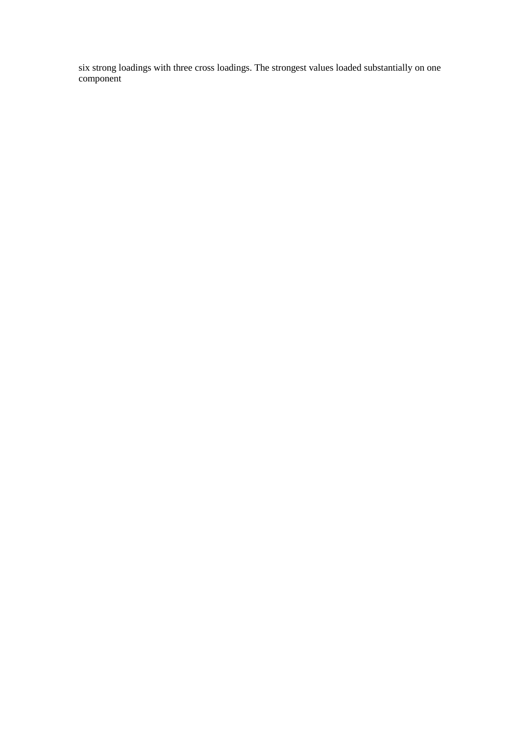six strong loadings with three cross loadings. The strongest values loaded substantially on one component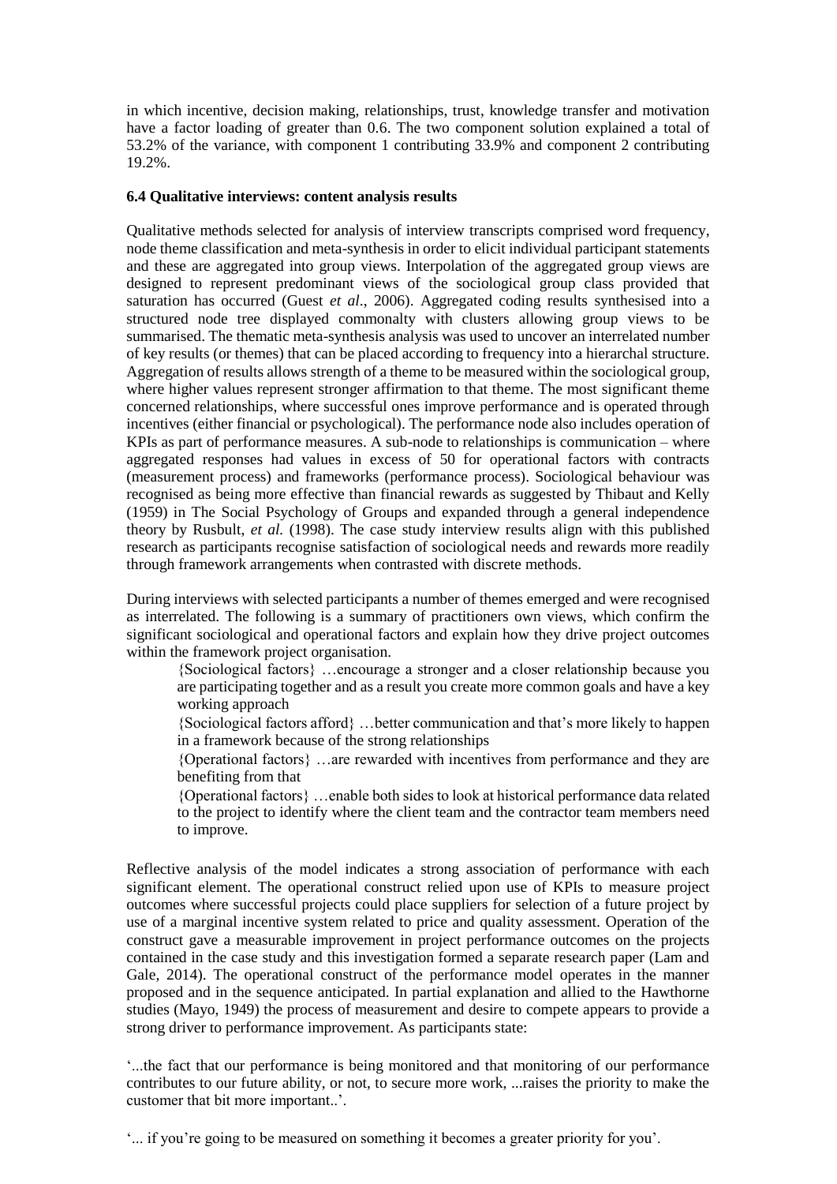in which incentive, decision making, relationships, trust, knowledge transfer and motivation have a factor loading of greater than 0.6. The two component solution explained a total of 53.2% of the variance, with component 1 contributing 33.9% and component 2 contributing 19.2%.

### 6.4 Qualitative interviews: content analysis results

Qualitative methods selected for analysis of interview transcripts comprised word frequency, node theme classification and meta-synthesis in order to elicit individual participant statements and these are aggregated into group views. Interpolation of the aggregated group views are designed to represent predominant views of the sociological group class provided that saturation has occurred (Guest *et al*., 2006). Aggregated coding results synthesised into a structured node tree displayed commonalty with clusters allowing group views to be summarised. The thematic meta-synthesis analysis was used to uncover an interrelated number of key results (or themes) that can be placed according to frequency into a hierarchal structure. Aggregation of results allows strength of a theme to be measured within the sociological group, where higher values represent stronger affirmation to that theme. The most significant theme concerned relationships, where successful ones improve performance and is operated through incentives (either financial or psychological). The performance node also includes operation of KPIs as part of performance measures. A sub-node to relationships is communication – where aggregated responses had values in excess of 50 for operational factors with contracts (measurement process) and frameworks (performance process). Sociological behaviour was recognised as being more effective than financial rewards as suggested by Thibaut and Kelly (1959) in The Social Psychology of Groups and expanded through a general independence theory by Rusbult, *et al.* (1998). The case study interview results align with this published research as participants recognise satisfaction of sociological needs and rewards more readily through framework arrangements when contrasted with discrete methods.

During interviews with selected participants a number of themes emerged and were recognised as interrelated. The following is a summary of practitioners own views, which confirm the significant sociological and operational factors and explain how they drive project outcomes within the framework project organisation.

> {Sociological factors} …encourage a stronger and a closer relationship because you are participating together and as a result you create more common goals and have a key working approach
>
> {Sociological factors afford} …better communication and that's more likely to happen in a framework because of the strong relationships
>
> {Operational factors} …are rewarded with incentives from performance and they are benefiting from that
>
> {Operational factors} …enable both sides to look at historical performance data related to the project to identify where the client team and the contractor team members need to improve.

Reflective analysis of the model indicates a strong association of performance with each significant element. The operational construct relied upon use of KPIs to measure project outcomes where successful projects could place suppliers for selection of a future project by use of a marginal incentive system related to price and quality assessment. Operation of the construct gave a measurable improvement in project performance outcomes on the projects contained in the case study and this investigation formed a separate research paper (Lam and Gale, 2014). The operational construct of the performance model operates in the manner proposed and in the sequence anticipated. In partial explanation and allied to the Hawthorne studies (Mayo, 1949) the process of measurement and desire to compete appears to provide a strong driver to performance improvement. As participants state:

'...the fact that our performance is being monitored and that monitoring of our performance contributes to our future ability, or not, to secure more work, ...raises the priority to make the customer that bit more important..'.

'... if you're going to be measured on something it becomes a greater priority for you'.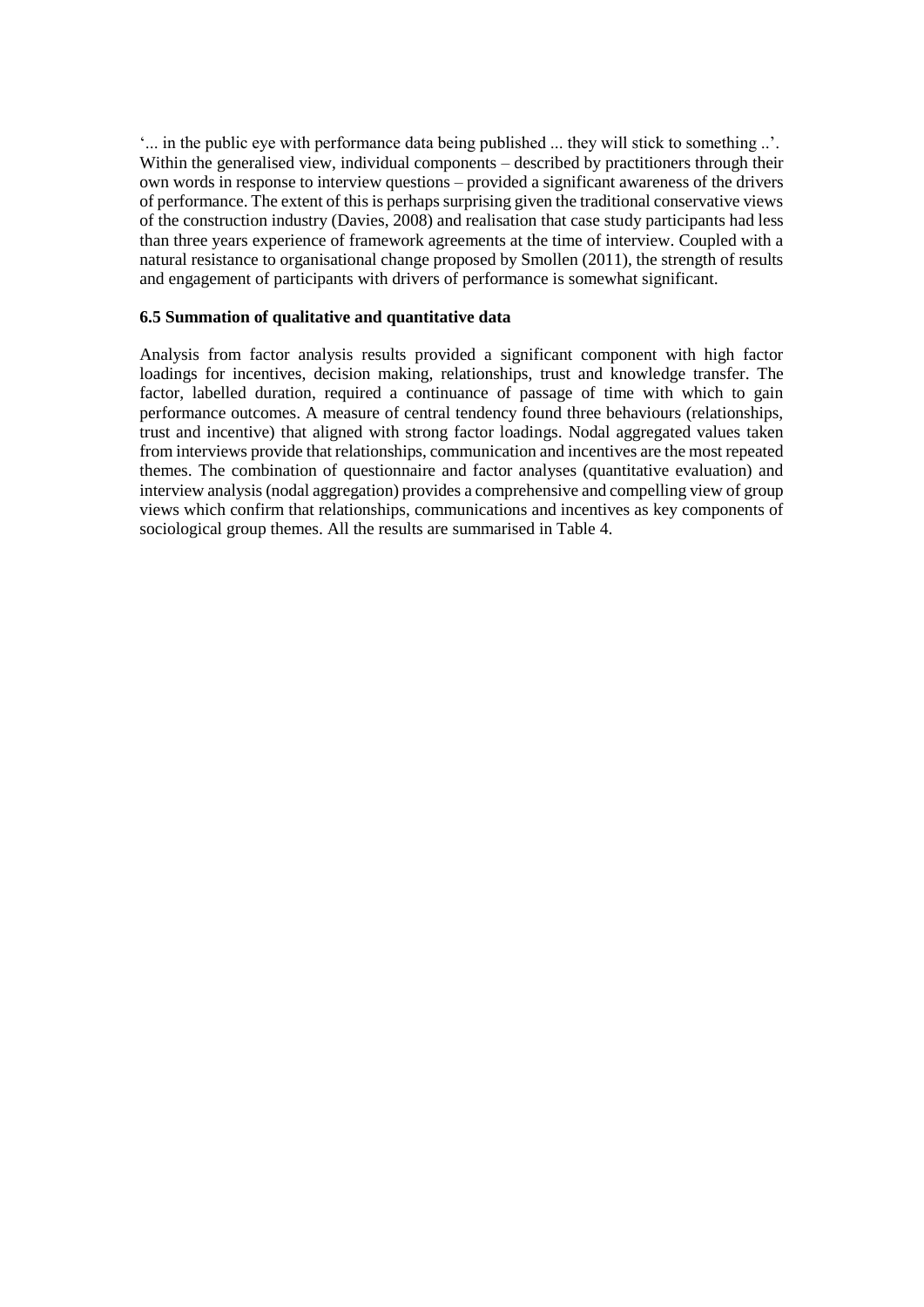'... in the public eye with performance data being published ... they will stick to something ..'. Within the generalised view, individual components – described by practitioners through their own words in response to interview questions – provided a significant awareness of the drivers of performance. The extent of this is perhaps surprising given the traditional conservative views of the construction industry (Davies, 2008) and realisation that case study participants had less than three years experience of framework agreements at the time of interview. Coupled with a natural resistance to organisational change proposed by Smollen (2011), the strength of results and engagement of participants with drivers of performance is somewhat significant.

### 6.5 Summation of qualitative and quantitative data

Analysis from factor analysis results provided a significant component with high factor loadings for incentives, decision making, relationships, trust and knowledge transfer. The factor, labelled duration, required a continuance of passage of time with which to gain performance outcomes. A measure of central tendency found three behaviours (relationships, trust and incentive) that aligned with strong factor loadings. Nodal aggregated values taken from interviews provide that relationships, communication and incentives are the most repeated themes. The combination of questionnaire and factor analyses (quantitative evaluation) and interview analysis (nodal aggregation) provides a comprehensive and compelling view of group views which confirm that relationships, communications and incentives as key components of sociological group themes. All the results are summarised in Table 4.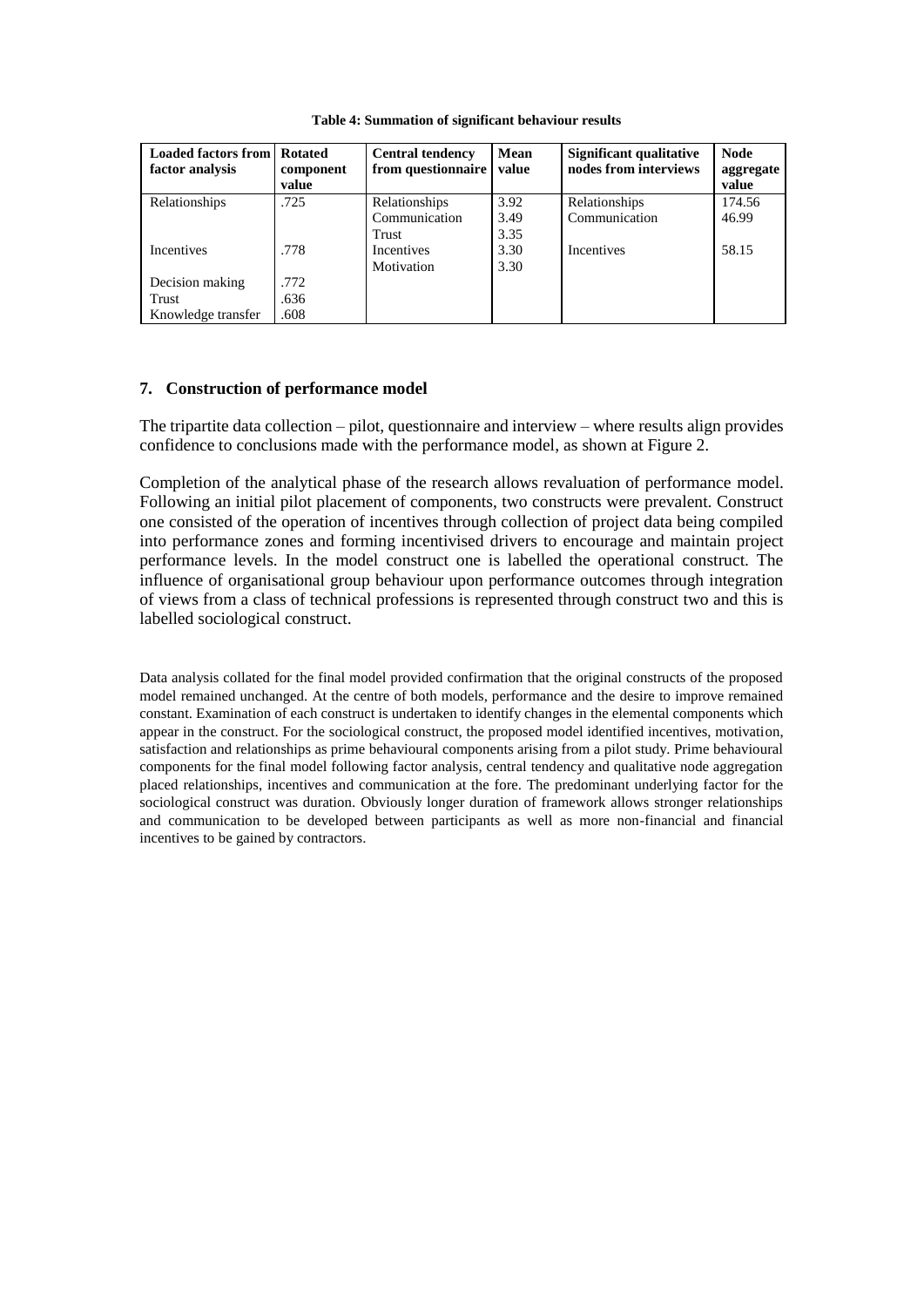**Table 4: Summation of significant behaviour results**

| Loaded factors from factor analysis | Rotated component value | Central tendency from questionnaire | Mean value | Significant qualitative nodes from interviews | Node aggregate value |
|---|---|---|---|---|---|
| Relationships | .725 | Relationships | 3.92 | Relationships | 174.56 |
| | | Communication | 3.49 | Communication | 46.99 |
| | | Trust | 3.35 | | |
| Incentives | .778 | Incentives | 3.30 | Incentives | 58.15 |
| | | Motivation | 3.30 | | |
| Decision making | .772 | | | | |
| Trust | .636 | | | | |
| Knowledge transfer | .608 | | | | |

## 7. Construction of performance model

The tripartite data collection – pilot, questionnaire and interview – where results align provides confidence to conclusions made with the performance model, as shown at Figure 2.

Completion of the analytical phase of the research allows revaluation of performance model. Following an initial pilot placement of components, two constructs were prevalent. Construct one consisted of the operation of incentives through collection of project data being compiled into performance zones and forming incentivised drivers to encourage and maintain project performance levels. In the model construct one is labelled the operational construct. The influence of organisational group behaviour upon performance outcomes through integration of views from a class of technical professions is represented through construct two and this is labelled sociological construct.

Data analysis collated for the final model provided confirmation that the original constructs of the proposed model remained unchanged. At the centre of both models, performance and the desire to improve remained constant. Examination of each construct is undertaken to identify changes in the elemental components which appear in the construct. For the sociological construct, the proposed model identified incentives, motivation, satisfaction and relationships as prime behavioural components arising from a pilot study. Prime behavioural components for the final model following factor analysis, central tendency and qualitative node aggregation placed relationships, incentives and communication at the fore. The predominant underlying factor for the sociological construct was duration. Obviously longer duration of framework allows stronger relationships and communication to be developed between participants as well as more non-financial and financial incentives to be gained by contractors.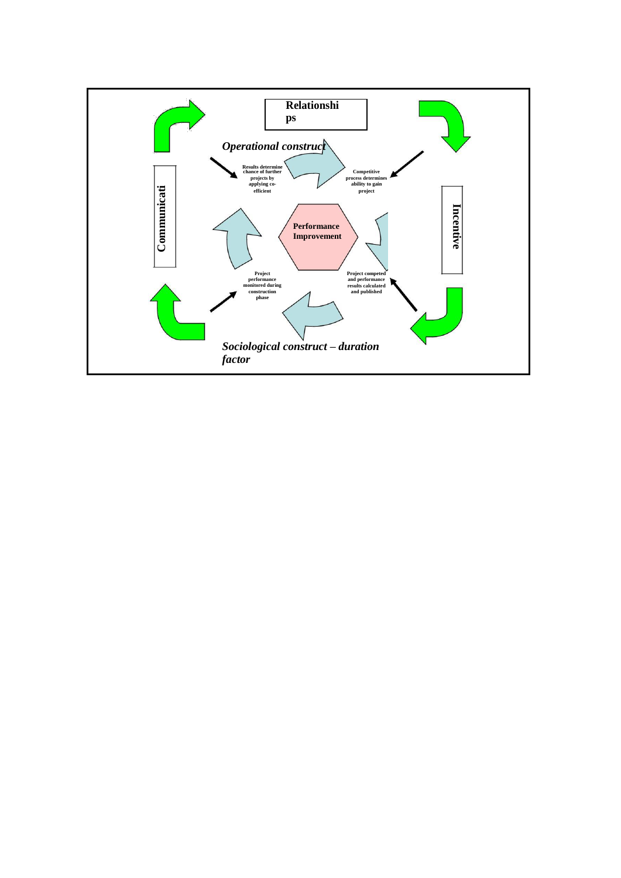Relationships

*Operational construct*

Results determine chance of further projects by applying co-efficient

Competitive process determines ability to gain project

Communication

**Performance Improvement**

Incentive

Project performance monitored during construction phase

Project competed and performance results calculated and published

*Sociological construct – duration factor*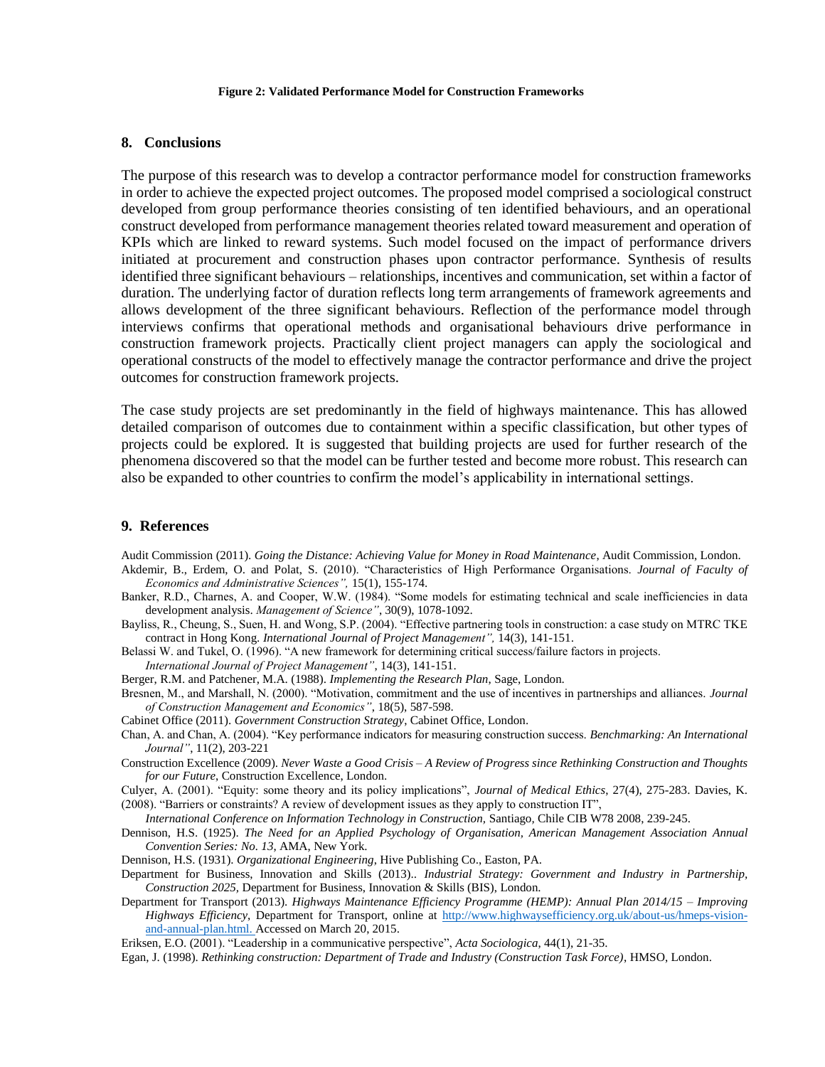**Figure 2: Validated Performance Model for Construction Frameworks**

## 8. Conclusions

The purpose of this research was to develop a contractor performance model for construction frameworks in order to achieve the expected project outcomes. The proposed model comprised a sociological construct developed from group performance theories consisting of ten identified behaviours, and an operational construct developed from performance management theories related toward measurement and operation of KPIs which are linked to reward systems. Such model focused on the impact of performance drivers initiated at procurement and construction phases upon contractor performance. Synthesis of results identified three significant behaviours – relationships, incentives and communication, set within a factor of duration. The underlying factor of duration reflects long term arrangements of framework agreements and allows development of the three significant behaviours. Reflection of the performance model through interviews confirms that operational methods and organisational behaviours drive performance in construction framework projects. Practically client project managers can apply the sociological and operational constructs of the model to effectively manage the contractor performance and drive the project outcomes for construction framework projects.

The case study projects are set predominantly in the field of highways maintenance. This has allowed detailed comparison of outcomes due to containment within a specific classification, but other types of projects could be explored. It is suggested that building projects are used for further research of the phenomena discovered so that the model can be further tested and become more robust. This research can also be expanded to other countries to confirm the model's applicability in international settings.

## 9. References

Audit Commission (2011). *Going the Distance: Achieving Value for Money in Road Maintenance*, Audit Commission, London.

Akdemir, B., Erdem, O. and Polat, S. (2010). "Characteristics of High Performance Organisations. *Journal of Faculty of Economics and Administrative Sciences",* 15(1), 155-174.

Banker, R.D., Charnes, A. and Cooper, W.W. (1984). "Some models for estimating technical and scale inefficiencies in data development analysis. *Management of Science"*, 30(9), 1078-1092.

Bayliss, R., Cheung, S., Suen, H. and Wong, S.P. (2004). "Effective partnering tools in construction: a case study on MTRC TKE contract in Hong Kong. *International Journal of Project Management",* 14(3), 141-151.

Belassi W. and Tukel, O. (1996). "A new framework for determining critical success/failure factors in projects. *International Journal of Project Management"*, 14(3), 141-151.

Berger, R.M. and Patchener, M.A. (1988). *Implementing the Research Plan*, Sage, London.

Bresnen, M., and Marshall, N. (2000). "Motivation, commitment and the use of incentives in partnerships and alliances. *Journal of Construction Management and Economics"*, 18(5), 587-598.

Cabinet Office (2011). *Government Construction Strategy*, Cabinet Office, London.

Chan, A. and Chan, A. (2004). "Key performance indicators for measuring construction success. *Benchmarking: An International Journal"*, 11(2), 203-221

Construction Excellence (2009). *Never Waste a Good Crisis – A Review of Progress since Rethinking Construction and Thoughts for our Future*, Construction Excellence, London.

Culyer, A. (2001). "Equity: some theory and its policy implications", *Journal of Medical Ethics*, 27(4), 275-283. Davies, K. (2008). "Barriers or constraints? A review of development issues as they apply to construction IT", *International Conference on Information Technology in Construction*, Santiago, Chile CIB W78 2008, 239-245.

Dennison, H.S. (1925). *The Need for an Applied Psychology of Organisation, American Management Association Annual Convention Series: No. 13*, AMA, New York.

Dennison, H.S. (1931). *Organizational Engineering*, Hive Publishing Co., Easton, PA.

Department for Business, Innovation and Skills (2013).. *Industrial Strategy: Government and Industry in Partnership, Construction 2025,* Department for Business, Innovation & Skills (BIS), London.

Department for Transport (2013). *Highways Maintenance Efficiency Programme (HEMP): Annual Plan 2014/15 – Improving Highways Efficiency*, Department for Transport, online at http://www.highwaysefficiency.org.uk/about-us/hmeps-vision-and-annual-plan.html. Accessed on March 20, 2015.

Eriksen, E.O. (2001). "Leadership in a communicative perspective", *Acta Sociologica*, 44(1), 21-35.

Egan, J. (1998). *Rethinking construction: Department of Trade and Industry (Construction Task Force)*, HMSO, London.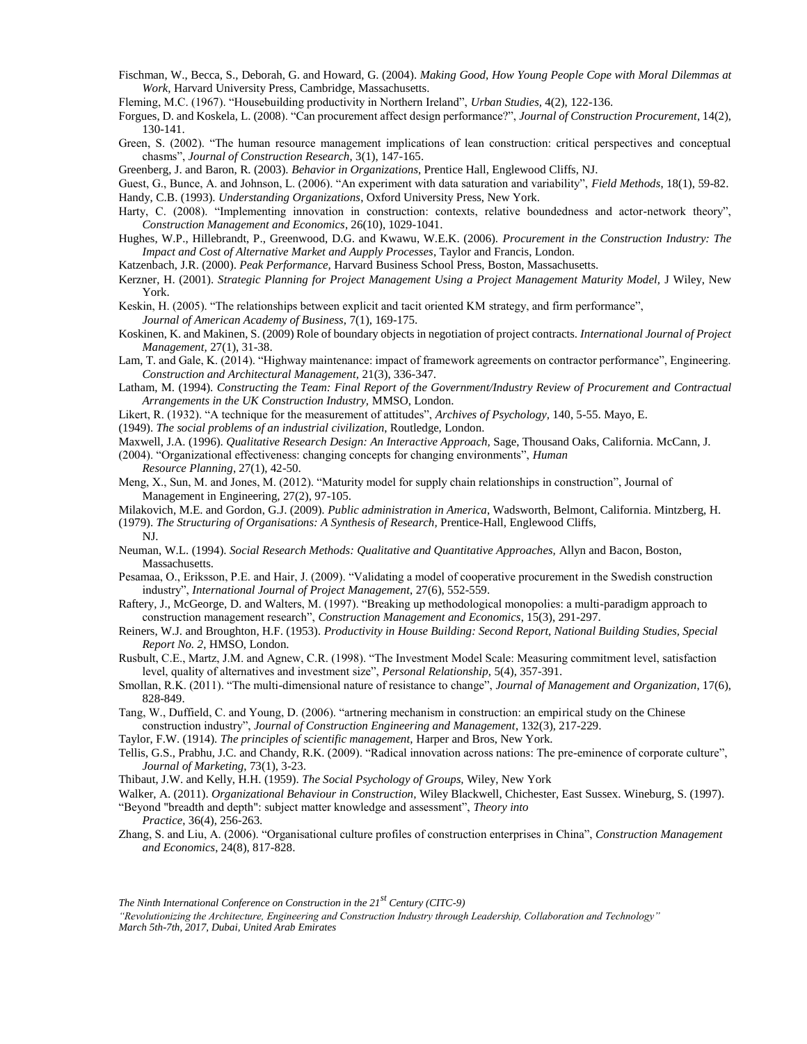Fischman, W., Becca, S., Deborah, G. and Howard, G. (2004). *Making Good, How Young People Cope with Moral Dilemmas at Work*, Harvard University Press, Cambridge, Massachusetts.

Fleming, M.C. (1967). "Housebuilding productivity in Northern Ireland", *Urban Studies*, 4(2), 122-136.

Forgues, D. and Koskela, L. (2008). "Can procurement affect design performance?", *Journal of Construction Procurement*, 14(2), 130-141.

Green, S. (2002). "The human resource management implications of lean construction: critical perspectives and conceptual chasms", *Journal of Construction Research*, 3(1), 147-165.

Greenberg, J. and Baron, R. (2003). *Behavior in Organizations*, Prentice Hall, Englewood Cliffs, NJ.

Guest, G., Bunce, A. and Johnson, L. (2006). "An experiment with data saturation and variability", *Field Methods*, 18(1), 59-82.

Handy, C.B. (1993). *Understanding Organizations*, Oxford University Press, New York.

Harty, C. (2008). "Implementing innovation in construction: contexts, relative boundedness and actor-network theory", *Construction Management and Economics*, 26(10), 1029-1041.

Hughes, W.P., Hillebrandt, P., Greenwood, D.G. and Kwawu, W.E.K. (2006). *Procurement in the Construction Industry: The Impact and Cost of Alternative Market and Aupply Processes*, Taylor and Francis, London.

Katzenbach, J.R. (2000). *Peak Performance*, Harvard Business School Press, Boston, Massachusetts.

Kerzner, H. (2001). *Strategic Planning for Project Management Using a Project Management Maturity Model*, J Wiley, New York.

Keskin, H. (2005). "The relationships between explicit and tacit oriented KM strategy, and firm performance", *Journal of American Academy of Business*, 7(1), 169-175.

Koskinen, K. and Makinen, S. (2009) Role of boundary objects in negotiation of project contracts. *International Journal of Project Management*, 27(1), 31-38.

Lam, T. and Gale, K. (2014). "Highway maintenance: impact of framework agreements on contractor performance", Engineering. *Construction and Architectural Management*, 21(3), 336-347.

Latham, M. (1994). *Constructing the Team: Final Report of the Government/Industry Review of Procurement and Contractual Arrangements in the UK Construction Industry*, MMSO, London.

Likert, R. (1932). "A technique for the measurement of attitudes", *Archives of Psychology*, 140, 5-55. Mayo, E. (1949). *The social problems of an industrial civilization*, Routledge, London.

Maxwell, J.A. (1996). *Qualitative Research Design: An Interactive Approach*, Sage, Thousand Oaks, California. McCann, J. (2004). "Organizational effectiveness: changing concepts for changing environments", *Human Resource Planning*, 27(1), 42-50.

Meng, X., Sun, M. and Jones, M. (2012). "Maturity model for supply chain relationships in construction", Journal of Management in Engineering, 27(2), 97-105.

Milakovich, M.E. and Gordon, G.J. (2009). *Public administration in America*, Wadsworth, Belmont, California. Mintzberg, H. (1979). *The Structuring of Organisations: A Synthesis of Research*, Prentice-Hall, Englewood Cliffs, NJ.

Neuman, W.L. (1994). *Social Research Methods: Qualitative and Quantitative Approaches*, Allyn and Bacon, Boston, Massachusetts.

Pesamaa, O., Eriksson, P.E. and Hair, J. (2009). "Validating a model of cooperative procurement in the Swedish construction industry", *International Journal of Project Management*, 27(6), 552-559.

Raftery, J., McGeorge, D. and Walters, M. (1997). "Breaking up methodological monopolies: a multi-paradigm approach to construction management research", *Construction Management and Economics*, 15(3), 291-297.

Reiners, W.J. and Broughton, H.F. (1953). *Productivity in House Building: Second Report, National Building Studies, Special Report No. 2*, HMSO, London.

Rusbult, C.E., Martz, J.M. and Agnew, C.R. (1998). "The Investment Model Scale: Measuring commitment level, satisfaction level, quality of alternatives and investment size", *Personal Relationship*, 5(4), 357-391.

Smollan, R.K. (2011). "The multi-dimensional nature of resistance to change", *Journal of Management and Organization*, 17(6), 828-849.

Tang, W., Duffield, C. and Young, D. (2006). "artnering mechanism in construction: an empirical study on the Chinese construction industry", *Journal of Construction Engineering and Management*, 132(3), 217-229.

Taylor, F.W. (1914). *The principles of scientific management*, Harper and Bros, New York.

Tellis, G.S., Prabhu, J.C. and Chandy, R.K. (2009). "Radical innovation across nations: The pre-eminence of corporate culture", *Journal of Marketing*, 73(1), 3-23.

Thibaut, J.W. and Kelly, H.H. (1959). *The Social Psychology of Groups*, Wiley, New York

Walker, A. (2011). *Organizational Behaviour in Construction*, Wiley Blackwell, Chichester, East Sussex. Wineburg, S. (1997). "Beyond "breadth and depth": subject matter knowledge and assessment", *Theory into Practice*, 36(4), 256-263.

Zhang, S. and Liu, A. (2006). "Organisational culture profiles of construction enterprises in China", *Construction Management and Economics*, 24(8), 817-828.